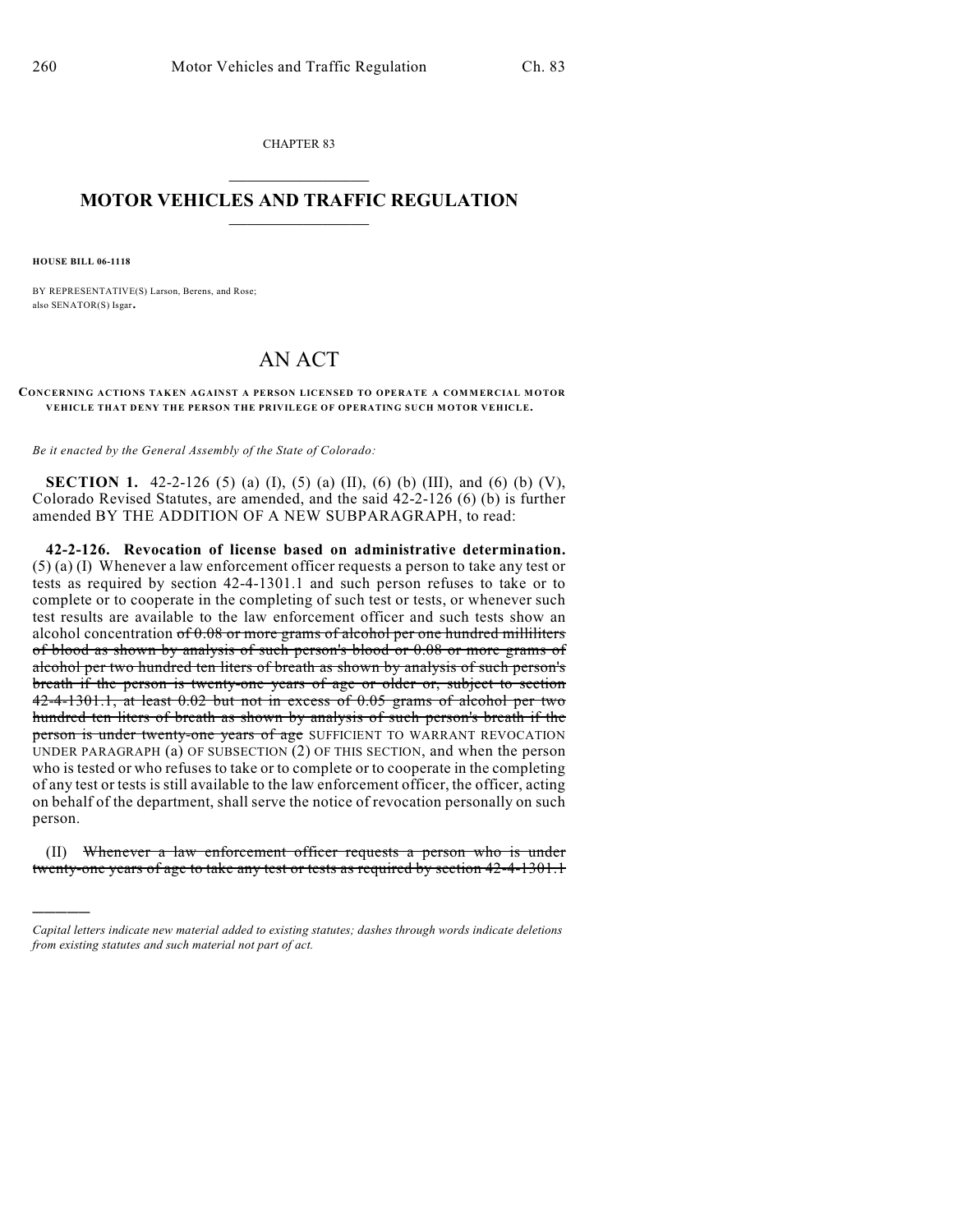CHAPTER 83

## MOTOR VEHICLES AND TRAFFIC REGULATION

**HOUSE BILL 06-1118**

BY REPRESENTATIVE(S) Larson, Berens, and Rose;
also SENATOR(S) Isgar.

# AN ACT

**CONCERNING ACTIONS TAKEN AGAINST A PERSON LICENSED TO OPERATE A COMMERCIAL MOTOR VEHICLE THAT DENY THE PERSON THE PRIVILEGE OF OPERATING SUCH MOTOR VEHICLE.**

*Be it enacted by the General Assembly of the State of Colorado:*

**SECTION 1.** 42-2-126 (5) (a) (I), (5) (a) (II), (6) (b) (III), and (6) (b) (V), Colorado Revised Statutes, are amended, and the said 42-2-126 (6) (b) is further amended BY THE ADDITION OF A NEW SUBPARAGRAPH, to read:

**42-2-126. Revocation of license based on administrative determination.** (5) (a) (I) Whenever a law enforcement officer requests a person to take any test or tests as required by section 42-4-1301.1 and such person refuses to take or to complete or to cooperate in the completing of such test or tests, or whenever such test results are available to the law enforcement officer and such tests show an alcohol concentration ~~of 0.08 or more grams of alcohol per one hundred milliliters of blood as shown by analysis of such person's blood or 0.08 or more grams of alcohol per two hundred ten liters of breath as shown by analysis of such person's breath if the person is twenty-one years of age or older or, subject to section 42-4-1301.1, at least 0.02 but not in excess of 0.05 grams of alcohol per two hundred ten liters of breath as shown by analysis of such person's breath if the person is under twenty-one years of age~~ SUFFICIENT TO WARRANT REVOCATION UNDER PARAGRAPH (a) OF SUBSECTION (2) OF THIS SECTION, and when the person who is tested or who refuses to take or to complete or to cooperate in the completing of any test or tests is still available to the law enforcement officer, the officer, acting on behalf of the department, shall serve the notice of revocation personally on such person.

(II) ~~Whenever a law enforcement officer requests a person who is under twenty-one years of age to take any test or tests as required by section 42-4-1301.1~~

*Capital letters indicate new material added to existing statutes; dashes through words indicate deletions from existing statutes and such material not part of act.*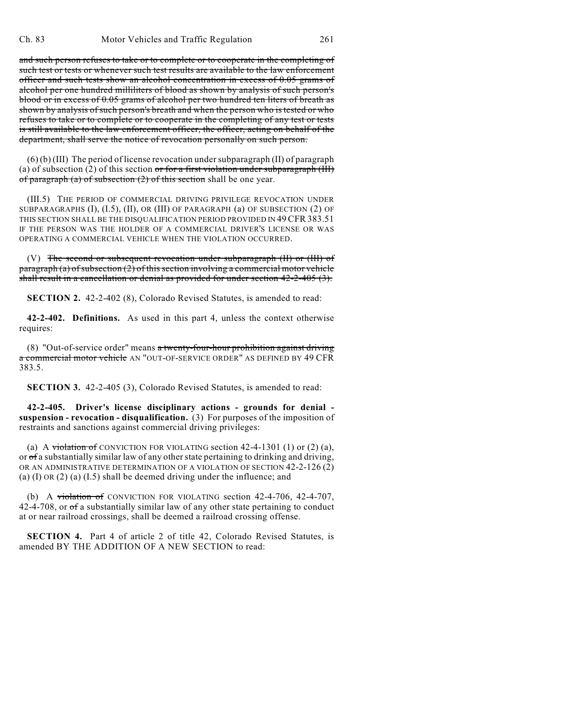~~and such person refuses to take or to complete or to cooperate in the completing of such test or tests or whenever such test results are available to the law enforcement officer and such tests show an alcohol concentration in excess of 0.05 grams of alcohol per one hundred milliliters of blood as shown by analysis of such person's blood or in excess of 0.05 grams of alcohol per two hundred ten liters of breath as shown by analysis of such person's breath and when the person who is tested or who refuses to take or to complete or to cooperate in the completing of any test or tests is still available to the law enforcement officer, the officer, acting on behalf of the department, shall serve the notice of revocation personally on such person.~~

(6) (b) (III) The period of license revocation under subparagraph (II) of paragraph (a) of subsection (2) of this section ~~or for a first violation under subparagraph (III) of paragraph (a) of subsection (2) of this section~~ shall be one year.

(III.5) THE PERIOD OF COMMERCIAL DRIVING PRIVILEGE REVOCATION UNDER SUBPARAGRAPHS (I), (I.5), (II), OR (III) OF PARAGRAPH (a) OF SUBSECTION (2) OF THIS SECTION SHALL BE THE DISQUALIFICATION PERIOD PROVIDED IN 49 CFR 383.51 IF THE PERSON WAS THE HOLDER OF A COMMERCIAL DRIVER'S LICENSE OR WAS OPERATING A COMMERCIAL VEHICLE WHEN THE VIOLATION OCCURRED.

(V) ~~The second or subsequent revocation under subparagraph (II) or (III) of paragraph (a) of subsection (2) of this section involving a commercial motor vehicle shall result in a cancellation or denial as provided for under section 42-2-405 (3).~~

**SECTION 2.** 42-2-402 (8), Colorado Revised Statutes, is amended to read:

**42-2-402. Definitions.** As used in this part 4, unless the context otherwise requires:

(8) "Out-of-service order" means ~~a twenty-four-hour prohibition against driving a commercial motor vehicle~~ AN "OUT-OF-SERVICE ORDER" AS DEFINED BY 49 CFR 383.5.

**SECTION 3.** 42-2-405 (3), Colorado Revised Statutes, is amended to read:

**42-2-405. Driver's license disciplinary actions - grounds for denial - suspension - revocation - disqualification.** (3) For purposes of the imposition of restraints and sanctions against commercial driving privileges:

(a) A ~~violation of~~ CONVICTION FOR VIOLATING section 42-4-1301 (1) or (2) (a), or ~~of~~ a substantially similar law of any other state pertaining to drinking and driving, OR AN ADMINISTRATIVE DETERMINATION OF A VIOLATION OF SECTION 42-2-126 (2) (a) (I) OR (2) (a) (I.5) shall be deemed driving under the influence; and

(b) A ~~violation of~~ CONVICTION FOR VIOLATING section 42-4-706, 42-4-707, 42-4-708, or ~~of~~ a substantially similar law of any other state pertaining to conduct at or near railroad crossings, shall be deemed a railroad crossing offense.

**SECTION 4.** Part 4 of article 2 of title 42, Colorado Revised Statutes, is amended BY THE ADDITION OF A NEW SECTION to read: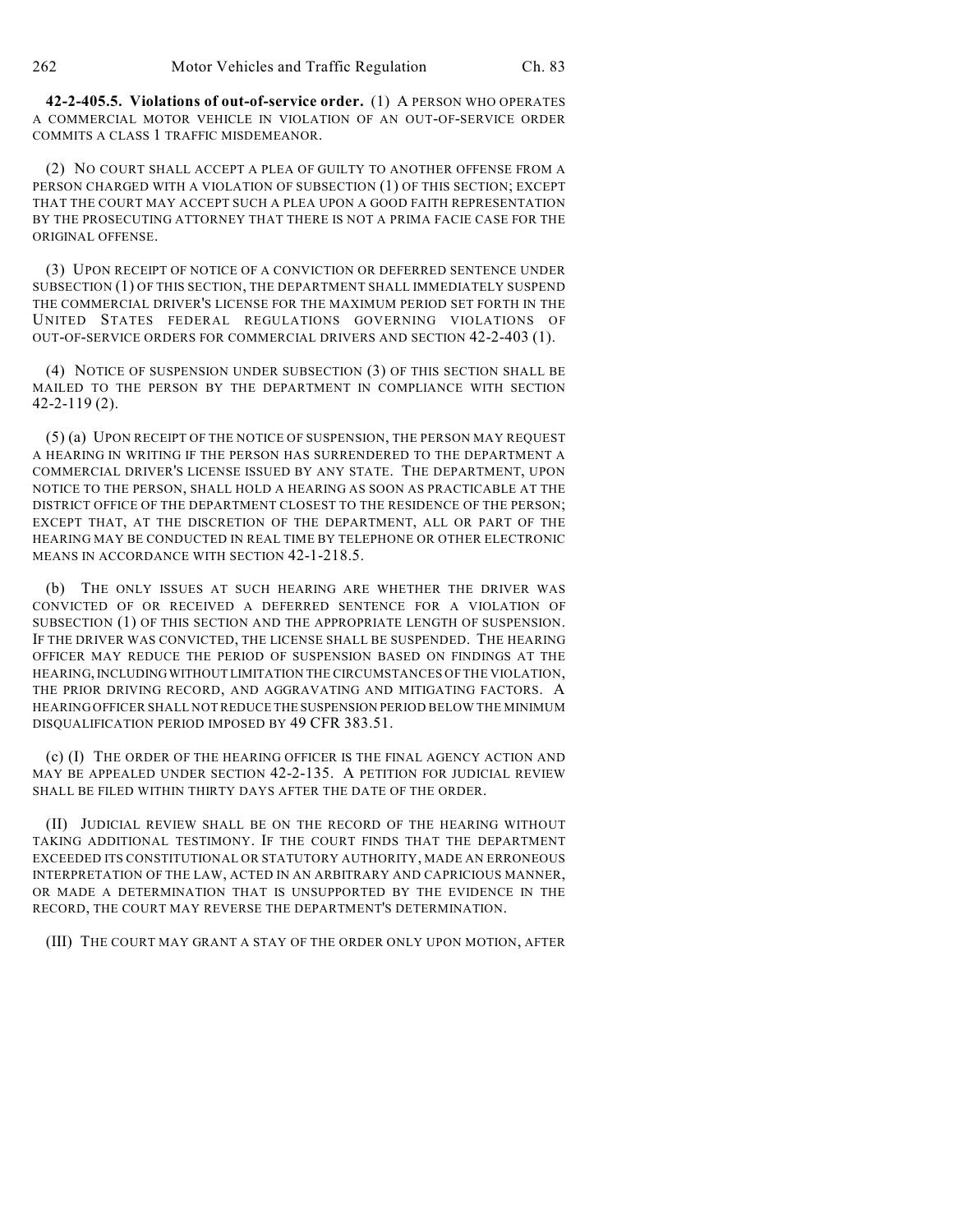**42-2-405.5. Violations of out-of-service order.** (1) A PERSON WHO OPERATES A COMMERCIAL MOTOR VEHICLE IN VIOLATION OF AN OUT-OF-SERVICE ORDER COMMITS A CLASS 1 TRAFFIC MISDEMEANOR.

(2) NO COURT SHALL ACCEPT A PLEA OF GUILTY TO ANOTHER OFFENSE FROM A PERSON CHARGED WITH A VIOLATION OF SUBSECTION (1) OF THIS SECTION; EXCEPT THAT THE COURT MAY ACCEPT SUCH A PLEA UPON A GOOD FAITH REPRESENTATION BY THE PROSECUTING ATTORNEY THAT THERE IS NOT A PRIMA FACIE CASE FOR THE ORIGINAL OFFENSE.

(3) UPON RECEIPT OF NOTICE OF A CONVICTION OR DEFERRED SENTENCE UNDER SUBSECTION (1) OF THIS SECTION, THE DEPARTMENT SHALL IMMEDIATELY SUSPEND THE COMMERCIAL DRIVER'S LICENSE FOR THE MAXIMUM PERIOD SET FORTH IN THE UNITED STATES FEDERAL REGULATIONS GOVERNING VIOLATIONS OF OUT-OF-SERVICE ORDERS FOR COMMERCIAL DRIVERS AND SECTION 42-2-403 (1).

(4) NOTICE OF SUSPENSION UNDER SUBSECTION (3) OF THIS SECTION SHALL BE MAILED TO THE PERSON BY THE DEPARTMENT IN COMPLIANCE WITH SECTION 42-2-119 (2).

(5) (a) UPON RECEIPT OF THE NOTICE OF SUSPENSION, THE PERSON MAY REQUEST A HEARING IN WRITING IF THE PERSON HAS SURRENDERED TO THE DEPARTMENT A COMMERCIAL DRIVER'S LICENSE ISSUED BY ANY STATE. THE DEPARTMENT, UPON NOTICE TO THE PERSON, SHALL HOLD A HEARING AS SOON AS PRACTICABLE AT THE DISTRICT OFFICE OF THE DEPARTMENT CLOSEST TO THE RESIDENCE OF THE PERSON; EXCEPT THAT, AT THE DISCRETION OF THE DEPARTMENT, ALL OR PART OF THE HEARING MAY BE CONDUCTED IN REAL TIME BY TELEPHONE OR OTHER ELECTRONIC MEANS IN ACCORDANCE WITH SECTION 42-1-218.5.

(b) THE ONLY ISSUES AT SUCH HEARING ARE WHETHER THE DRIVER WAS CONVICTED OF OR RECEIVED A DEFERRED SENTENCE FOR A VIOLATION OF SUBSECTION (1) OF THIS SECTION AND THE APPROPRIATE LENGTH OF SUSPENSION. IF THE DRIVER WAS CONVICTED, THE LICENSE SHALL BE SUSPENDED. THE HEARING OFFICER MAY REDUCE THE PERIOD OF SUSPENSION BASED ON FINDINGS AT THE HEARING, INCLUDING WITHOUT LIMITATION THE CIRCUMSTANCES OF THE VIOLATION, THE PRIOR DRIVING RECORD, AND AGGRAVATING AND MITIGATING FACTORS. A HEARING OFFICER SHALL NOT REDUCE THE SUSPENSION PERIOD BELOW THE MINIMUM DISQUALIFICATION PERIOD IMPOSED BY 49 CFR 383.51.

(c) (I) THE ORDER OF THE HEARING OFFICER IS THE FINAL AGENCY ACTION AND MAY BE APPEALED UNDER SECTION 42-2-135. A PETITION FOR JUDICIAL REVIEW SHALL BE FILED WITHIN THIRTY DAYS AFTER THE DATE OF THE ORDER.

(II) JUDICIAL REVIEW SHALL BE ON THE RECORD OF THE HEARING WITHOUT TAKING ADDITIONAL TESTIMONY. IF THE COURT FINDS THAT THE DEPARTMENT EXCEEDED ITS CONSTITUTIONAL OR STATUTORY AUTHORITY, MADE AN ERRONEOUS INTERPRETATION OF THE LAW, ACTED IN AN ARBITRARY AND CAPRICIOUS MANNER, OR MADE A DETERMINATION THAT IS UNSUPPORTED BY THE EVIDENCE IN THE RECORD, THE COURT MAY REVERSE THE DEPARTMENT'S DETERMINATION.

(III) THE COURT MAY GRANT A STAY OF THE ORDER ONLY UPON MOTION, AFTER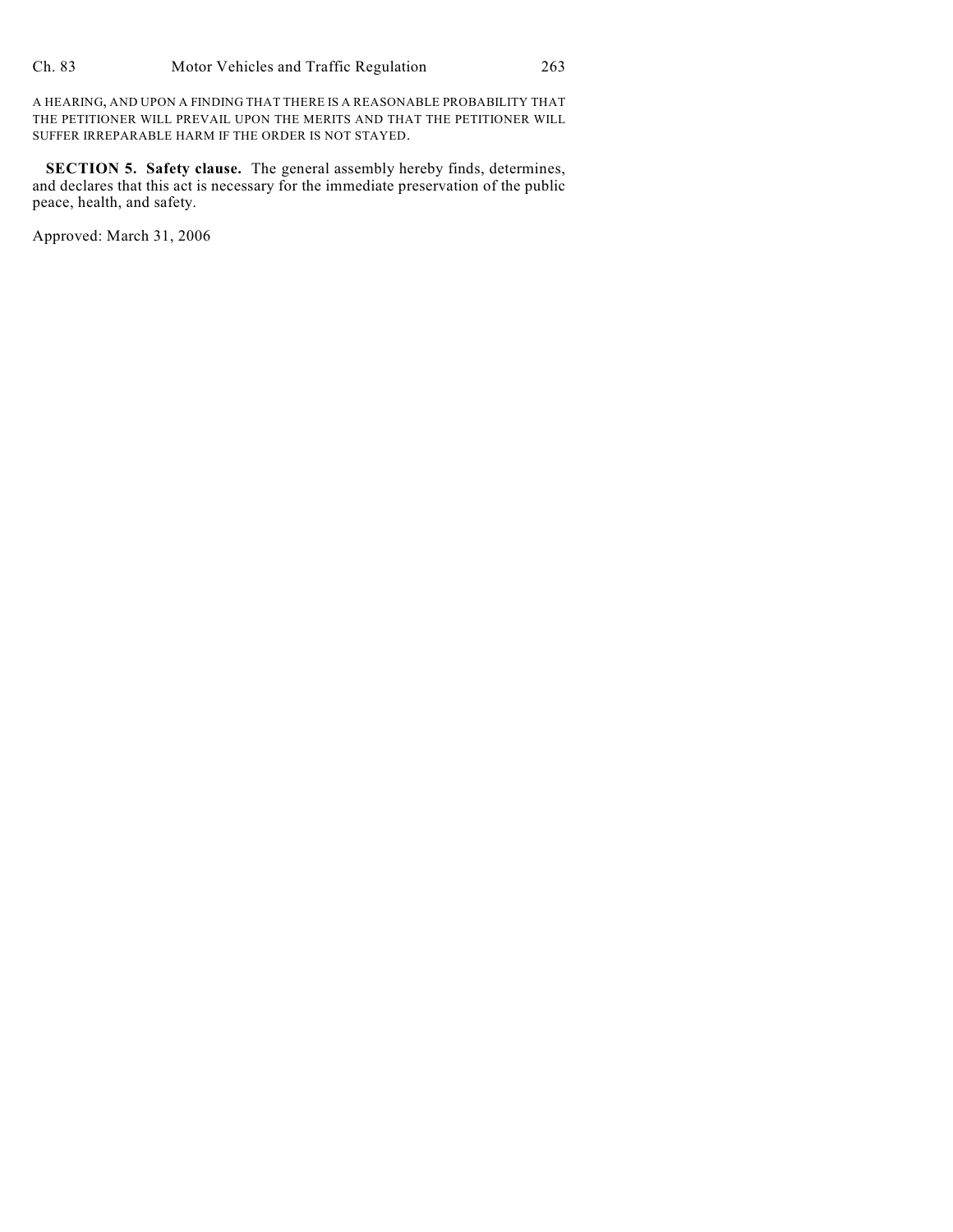A HEARING, AND UPON A FINDING THAT THERE IS A REASONABLE PROBABILITY THAT THE PETITIONER WILL PREVAIL UPON THE MERITS AND THAT THE PETITIONER WILL SUFFER IRREPARABLE HARM IF THE ORDER IS NOT STAYED.

**SECTION 5. Safety clause.** The general assembly hereby finds, determines, and declares that this act is necessary for the immediate preservation of the public peace, health, and safety.

Approved: March 31, 2006